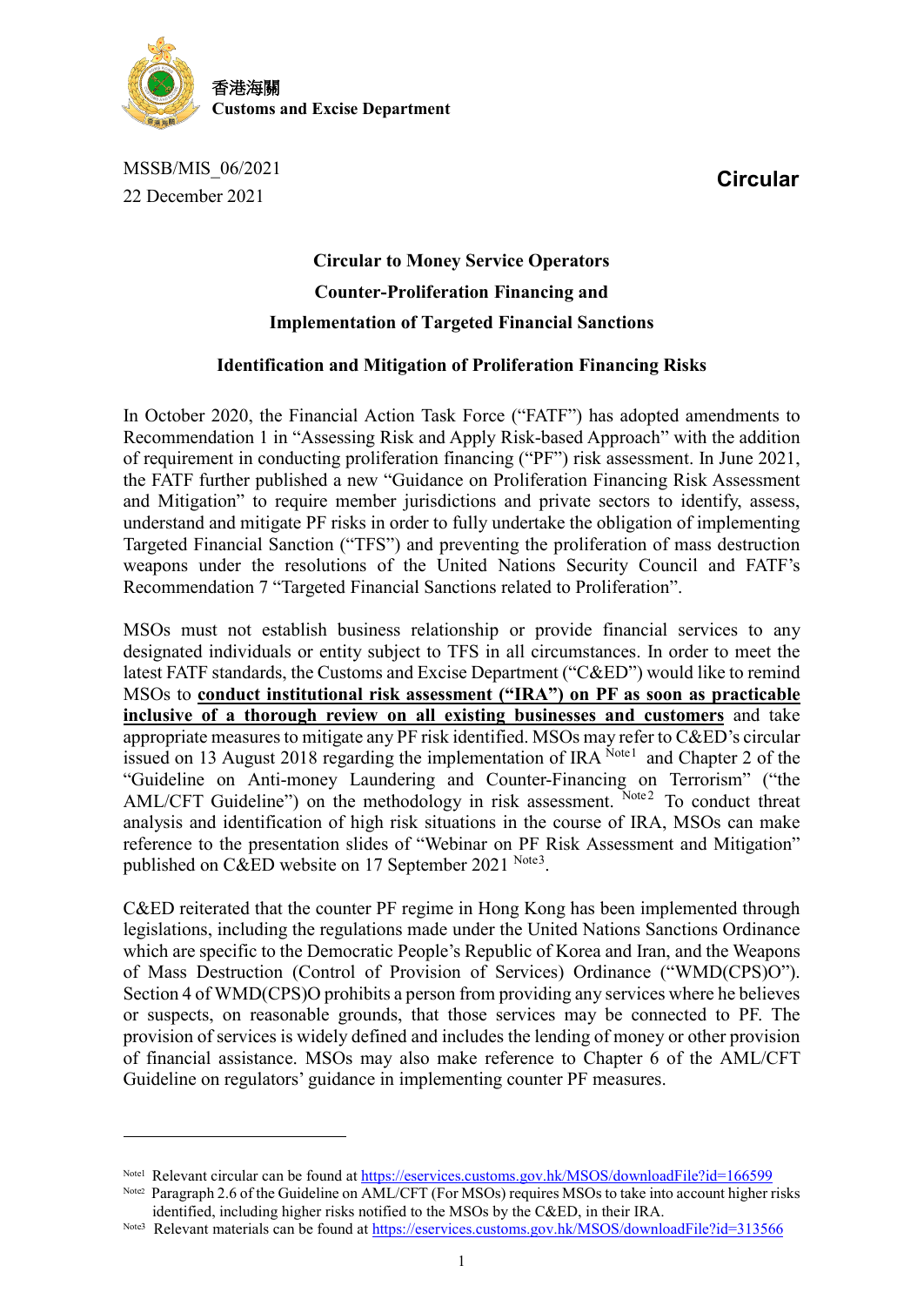香港海關
**Customs and Excise Department**

MSSB/MIS_06/2021
22 December 2021

**Circular**

# Circular to Money Service Operators
# Counter-Proliferation Financing and Implementation of Targeted Financial Sanctions

## Identification and Mitigation of Proliferation Financing Risks

In October 2020, the Financial Action Task Force ("FATF") has adopted amendments to Recommendation 1 in "Assessing Risk and Apply Risk-based Approach" with the addition of requirement in conducting proliferation financing ("PF") risk assessment. In June 2021, the FATF further published a new "Guidance on Proliferation Financing Risk Assessment and Mitigation" to require member jurisdictions and private sectors to identify, assess, understand and mitigate PF risks in order to fully undertake the obligation of implementing Targeted Financial Sanction ("TFS") and preventing the proliferation of mass destruction weapons under the resolutions of the United Nations Security Council and FATF's Recommendation 7 "Targeted Financial Sanctions related to Proliferation".

MSOs must not establish business relationship or provide financial services to any designated individuals or entity subject to TFS in all circumstances. In order to meet the latest FATF standards, the Customs and Excise Department ("C&ED") would like to remind MSOs to **conduct institutional risk assessment ("IRA") on PF as soon as practicable inclusive of a thorough review on all existing businesses and customers** and take appropriate measures to mitigate any PF risk identified. MSOs may refer to C&ED's circular issued on 13 August 2018 regarding the implementation of IRA [Note1] and Chapter 2 of the "Guideline on Anti-money Laundering and Counter-Financing on Terrorism" ("the AML/CFT Guideline") on the methodology in risk assessment. [Note2] To conduct threat analysis and identification of high risk situations in the course of IRA, MSOs can make reference to the presentation slides of "Webinar on PF Risk Assessment and Mitigation" published on C&ED website on 17 September 2021 [Note3].

C&ED reiterated that the counter PF regime in Hong Kong has been implemented through legislations, including the regulations made under the United Nations Sanctions Ordinance which are specific to the Democratic People's Republic of Korea and Iran, and the Weapons of Mass Destruction (Control of Provision of Services) Ordinance ("WMD(CPS)O"). Section 4 of WMD(CPS)O prohibits a person from providing any services where he believes or suspects, on reasonable grounds, that those services may be connected to PF. The provision of services is widely defined and includes the lending of money or other provision of financial assistance. MSOs may also make reference to Chapter 6 of the AML/CFT Guideline on regulators' guidance in implementing counter PF measures.

---

[Note1] Relevant circular can be found at https://eservices.customs.gov.hk/MSOS/downloadFile?id=166599

[Note2] Paragraph 2.6 of the Guideline on AML/CFT (For MSOs) requires MSOs to take into account higher risks identified, including higher risks notified to the MSOs by the C&ED, in their IRA.

[Note3] Relevant materials can be found at https://eservices.customs.gov.hk/MSOS/downloadFile?id=313566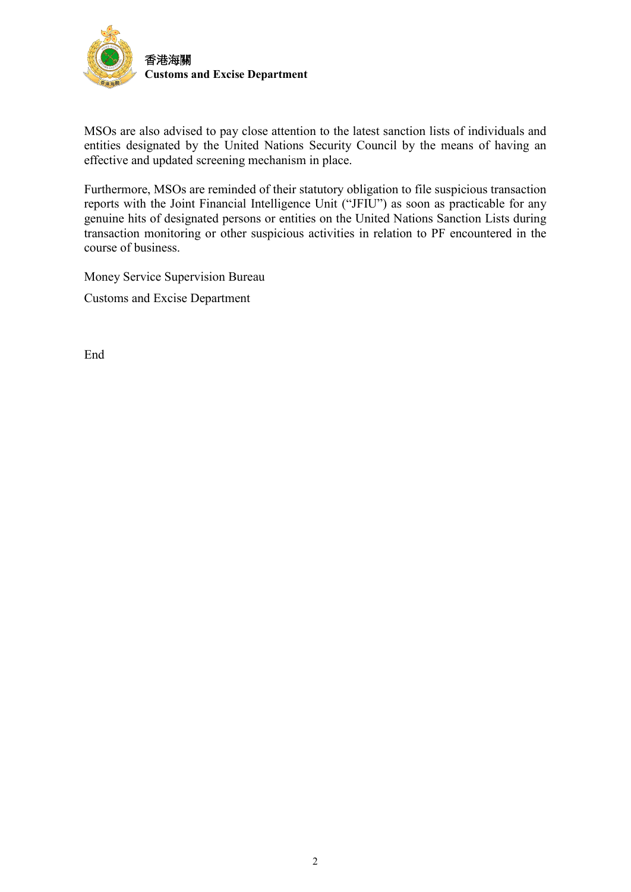MSOs are also advised to pay close attention to the latest sanction lists of individuals and entities designated by the United Nations Security Council by the means of having an effective and updated screening mechanism in place.

Furthermore, MSOs are reminded of their statutory obligation to file suspicious transaction reports with the Joint Financial Intelligence Unit ("JFIU") as soon as practicable for any genuine hits of designated persons or entities on the United Nations Sanction Lists during transaction monitoring or other suspicious activities in relation to PF encountered in the course of business.

Money Service Supervision Bureau

Customs and Excise Department

End